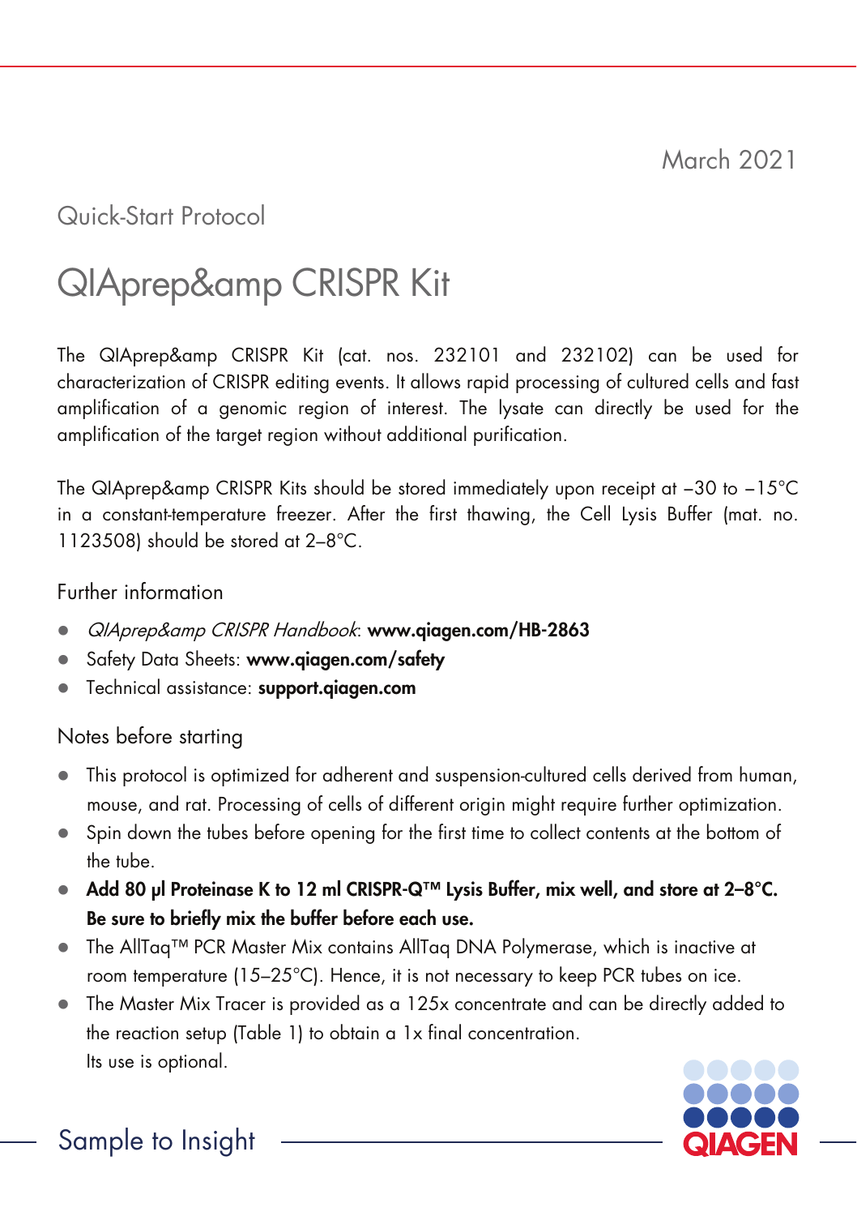March 2021

Quick-Start Protocol

# QIAprep&amp CRISPR Kit

The QIAprep&amp CRISPR Kit (cat. nos. 232101 and 232102) can be used for characterization of CRISPR editing events. It allows rapid processing of cultured cells and fast amplification of a genomic region of interest. The lysate can directly be used for the amplification of the target region without additional purification.

The QIAprep&amp CRISPR Kits should be stored immediately upon receipt at –30 to –15°C in a constant-temperature freezer. After the first thawing, the Cell Lysis Buffer (mat. no. 1123508) should be stored at 2–8°C.

## Further information

- *QIAprep&amp CRISPR Handbook*: **www.qiagen.com/HB-2863**
- Safety Data Sheets: **www.qiagen.com/safety**
- Technical assistance: **support.qiagen.com**

## Notes before starting

- This protocol is optimized for adherent and suspension-cultured cells derived from human, mouse, and rat. Processing of cells of different origin might require further optimization.
- Spin down the tubes before opening for the first time to collect contents at the bottom of the tube.
- **Add 80 µl Proteinase K to 12 ml CRISPR-Q™ Lysis Buffer, mix well, and store at 2–8°C. Be sure to briefly mix the buffer before each use.**
- The AllTaq™ PCR Master Mix contains AllTaq DNA Polymerase, which is inactive at room temperature (15–25°C). Hence, it is not necessary to keep PCR tubes on ice.
- The Master Mix Tracer is provided as a 125x concentrate and can be directly added to the reaction setup (Table 1) to obtain a 1x final concentration. Its use is optional.

Sample to Insight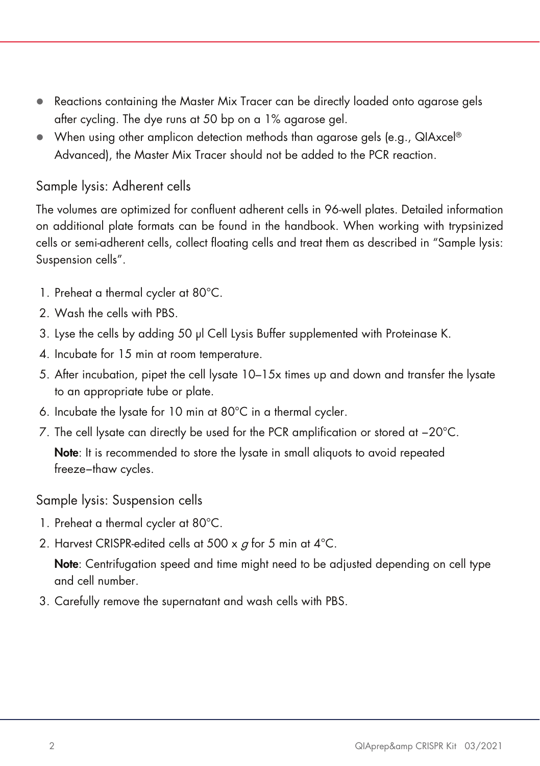- Reactions containing the Master Mix Tracer can be directly loaded onto agarose gels after cycling. The dye runs at 50 bp on a 1% agarose gel.
- When using other amplicon detection methods than agarose gels (e.g., QIAxcel® Advanced), the Master Mix Tracer should not be added to the PCR reaction.

## Sample lysis: Adherent cells

The volumes are optimized for confluent adherent cells in 96-well plates. Detailed information on additional plate formats can be found in the handbook. When working with trypsinized cells or semi-adherent cells, collect floating cells and treat them as described in "Sample lysis: Suspension cells".

1. Preheat a thermal cycler at 80°C.
2. Wash the cells with PBS.
3. Lyse the cells by adding 50 µl Cell Lysis Buffer supplemented with Proteinase K.
4. Incubate for 15 min at room temperature.
5. After incubation, pipet the cell lysate 10–15x times up and down and transfer the lysate to an appropriate tube or plate.
6. Incubate the lysate for 10 min at 80°C in a thermal cycler.
7. The cell lysate can directly be used for the PCR amplification or stored at −20°C.

   **Note**: It is recommended to store the lysate in small aliquots to avoid repeated freeze–thaw cycles.

## Sample lysis: Suspension cells

1. Preheat a thermal cycler at 80°C.
2. Harvest CRISPR-edited cells at 500 x *g* for 5 min at 4°C.

   **Note**: Centrifugation speed and time might need to be adjusted depending on cell type and cell number.
3. Carefully remove the supernatant and wash cells with PBS.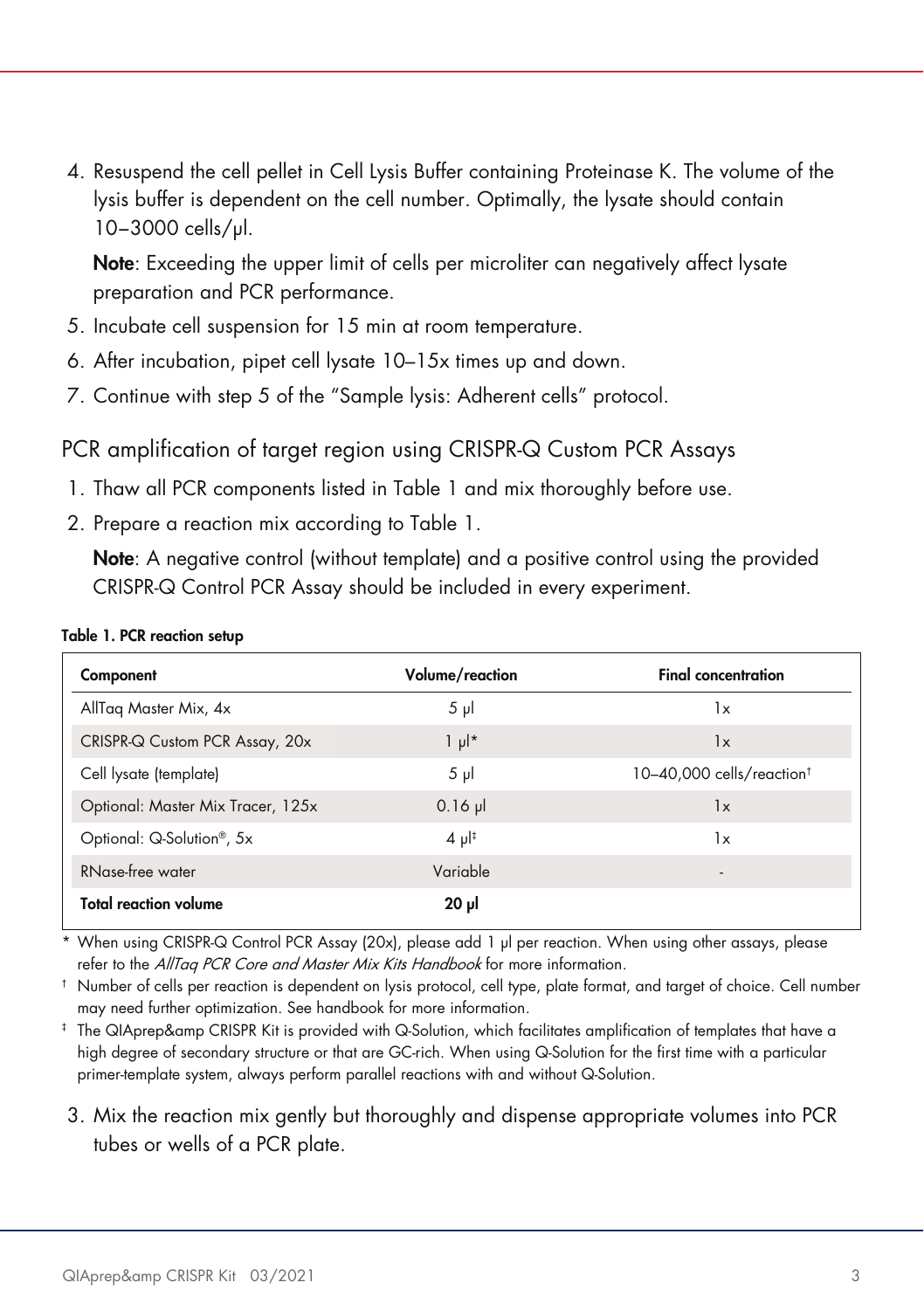4. Resuspend the cell pellet in Cell Lysis Buffer containing Proteinase K. The volume of the lysis buffer is dependent on the cell number. Optimally, the lysate should contain 10–3000 cells/µl.

   **Note**: Exceeding the upper limit of cells per microliter can negatively affect lysate preparation and PCR performance.

5. Incubate cell suspension for 15 min at room temperature.
6. After incubation, pipet cell lysate 10–15x times up and down.
7. Continue with step 5 of the "Sample lysis: Adherent cells" protocol.

## PCR amplification of target region using CRISPR-Q Custom PCR Assays

1. Thaw all PCR components listed in Table 1 and mix thoroughly before use.
2. Prepare a reaction mix according to Table 1.

   **Note**: A negative control (without template) and a positive control using the provided CRISPR-Q Control PCR Assay should be included in every experiment.

**Table 1. PCR reaction setup**

| Component | Volume/reaction | Final concentration |
|---|---|---|
| AllTaq Master Mix, 4x | 5 µl | 1x |
| CRISPR-Q Custom PCR Assay, 20x | 1 µl* | 1x |
| Cell lysate (template) | 5 µl | 10–40,000 cells/reaction† |
| Optional: Master Mix Tracer, 125x | 0.16 µl | 1x |
| Optional: Q-Solution®, 5x | 4 µl‡ | 1x |
| RNase-free water | Variable | - |
| **Total reaction volume** | **20 µl** | |

\* When using CRISPR-Q Control PCR Assay (20x), please add 1 µl per reaction. When using other assays, please refer to the *AllTaq PCR Core and Master Mix Kits Handbook* for more information.

† Number of cells per reaction is dependent on lysis protocol, cell type, plate format, and target of choice. Cell number may need further optimization. See handbook for more information.

‡ The QIAprep&amp CRISPR Kit is provided with Q-Solution, which facilitates amplification of templates that have a high degree of secondary structure or that are GC-rich. When using Q-Solution for the first time with a particular primer-template system, always perform parallel reactions with and without Q-Solution.

3. Mix the reaction mix gently but thoroughly and dispense appropriate volumes into PCR tubes or wells of a PCR plate.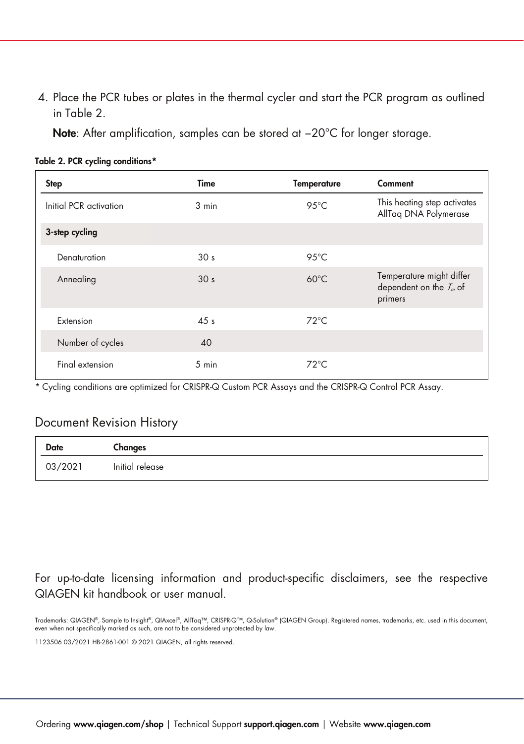4. Place the PCR tubes or plates in the thermal cycler and start the PCR program as outlined in Table 2.

   **Note**: After amplification, samples can be stored at −20°C for longer storage.

**Table 2. PCR cycling conditions***

| Step | Time | Temperature | Comment |
|---|---|---|---|
| Initial PCR activation | 3 min | 95°C | This heating step activates AllTaq DNA Polymerase |
| **3-step cycling** | | | |
| Denaturation | 30 s | 95°C | |
| Annealing | 30 s | 60°C | Temperature might differ dependent on the $T_m$ of primers |
| Extension | 45 s | 72°C | |
| Number of cycles | 40 | | |
| Final extension | 5 min | 72°C | |

* Cycling conditions are optimized for CRISPR-Q Custom PCR Assays and the CRISPR-Q Control PCR Assay.

## Document Revision History

| Date | Changes |
|---|---|
| 03/2021 | Initial release |

For up-to-date licensing information and product-specific disclaimers, see the respective QIAGEN kit handbook or user manual.

Trademarks: QIAGEN®, Sample to Insight®, QIAxcel®, AllTaq™, CRISPR-Q™, Q-Solution® (QIAGEN Group). Registered names, trademarks, etc. used in this document, even when not specifically marked as such, are not to be considered unprotected by law.

1123506 03/2021 HB-2861-001 © 2021 QIAGEN, all rights reserved.

Ordering **www.qiagen.com/shop** | Technical Support **support.qiagen.com** | Website **www.qiagen.com**